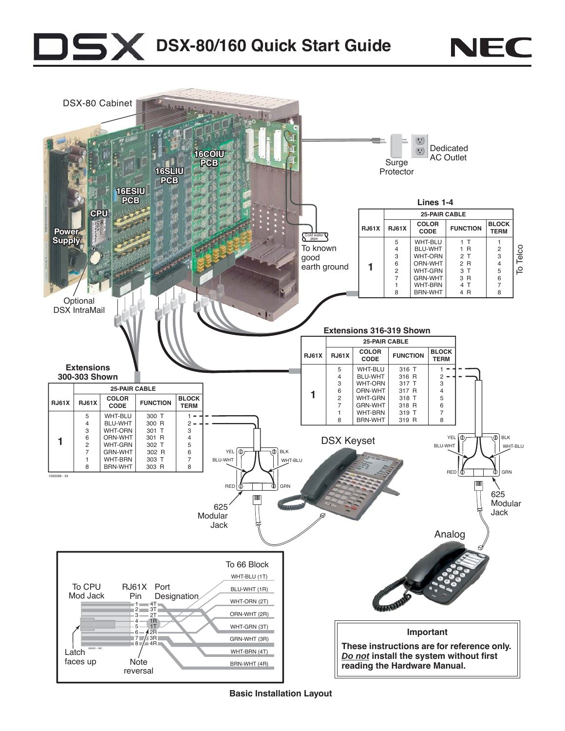# DSX-80/160 Quick Start Guide

NEC

DSX-80 Cabinet

16COIU PCB

16SLIU PCB

16ESIU PCB

CPU

Power Supply

Optional DSX IntraMail

Surge Protector

Dedicated AC Outlet

Cold water pipe

To known good earth ground

**Lines 1-4**

| RJ61X | RJ61X | COLOR CODE | FUNCTION | BLOCK TERM |
|---|---|---|---|---|
| | 25-PAIR CABLE | | | |
| 1 | 5 | WHT-BLU | 1 T | 1 |
| | 4 | BLU-WHT | 1 R | 2 |
| | 3 | WHT-ORN | 2 T | 3 |
| | 6 | ORN-WHT | 2 R | 4 |
| | 2 | WHT-GRN | 3 T | 5 |
| | 7 | GRN-WHT | 3 R | 6 |
| | 1 | WHT-BRN | 4 T | 7 |
| | 8 | BRN-WHT | 4 R | 8 |

To Telco

**Extensions 316-319 Shown**

| RJ61X | RJ61X | COLOR CODE | FUNCTION | BLOCK TERM |
|---|---|---|---|---|
| | 25-PAIR CABLE | | | |
| 1 | 5 | WHT-BLU | 316 T | 1 |
| | 4 | BLU-WHT | 316 R | 2 |
| | 3 | WHT-ORN | 317 T | 3 |
| | 6 | ORN-WHT | 317 R | 4 |
| | 2 | WHT-GRN | 318 T | 5 |
| | 7 | GRN-WHT | 318 R | 6 |
| | 1 | WHT-BRN | 319 T | 7 |
| | 8 | BRN-WHT | 319 R | 8 |

**Extensions 300-303 Shown**

| RJ61X | RJ61X | COLOR CODE | FUNCTION | BLOCK TERM |
|---|---|---|---|---|
| | 25-PAIR CABLE | | | |
| 1 | 5 | WHT-BLU | 300 T | 1 |
| | 4 | BLU-WHT | 300 R | 2 |
| | 3 | WHT-ORN | 301 T | 3 |
| | 6 | ORN-WHT | 301 R | 4 |
| | 2 | WHT-GRN | 302 T | 5 |
| | 7 | GRN-WHT | 302 R | 6 |
| | 1 | WHT-BRN | 303 T | 7 |
| | 8 | BRN-WHT | 303 R | 8 |

1093096 - 54

YEL, BLK, BLU-WHT, WHT-BLU, RED, GRN

625 Modular Jack

DSX Keyset

Analog

To 66 Block

To CPU Mod Jack

RJ61X Pin

Port Designation

| RJ61X Pin | Port Designation | To 66 Block |
|---|---|---|
| 1 | 4T | WHT-BLU (1T) |
| 2 | 3T | BLU-WHT (1R) |
| 3 | 2T | WHT-ORN (2T) |
| 4 | 1R | ORN-WHT (2R) |
| 5 | 1T | WHT-GRN (3T) |
| 6 | 2R | GRN-WHT (3R) |
| 7 | 3R | WHT-BRN (4T) |
| 8 | 4R | BRN-WHT (4R) |

Latch faces up

Note reversal

**Important**

**These instructions are for reference only. *Do not* install the system without first reading the Hardware Manual.**

**Basic Installation Layout**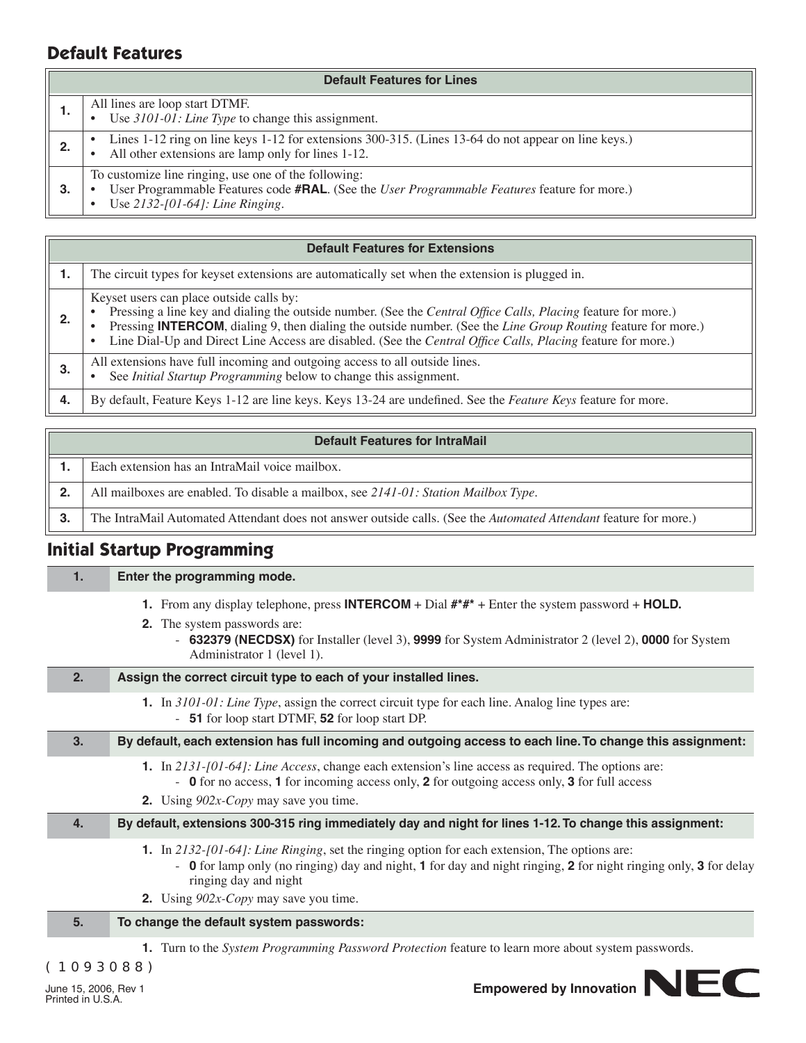## Default Features

| Default Features for Lines | |
|---|---|
| **1.** | All lines are loop start DTMF.<br>• Use *3101-01: Line Type* to change this assignment. |
| **2.** | • Lines 1-12 ring on line keys 1-12 for extensions 300-315. (Lines 13-64 do not appear on line keys.)<br>• All other extensions are lamp only for lines 1-12. |
| **3.** | To customize line ringing, use one of the following:<br>• User Programmable Features code **#RAL**. (See the *User Programmable Features* feature for more.)<br>• Use *2132-[01-64]: Line Ringing*. |

| Default Features for Extensions | |
|---|---|
| **1.** | The circuit types for keyset extensions are automatically set when the extension is plugged in. |
| **2.** | Keyset users can place outside calls by:<br>• Pressing a line key and dialing the outside number. (See the *Central Office Calls, Placing* feature for more.)<br>• Pressing **INTERCOM**, dialing 9, then dialing the outside number. (See the *Line Group Routing* feature for more.)<br>• Line Dial-Up and Direct Line Access are disabled. (See the *Central Office Calls, Placing* feature for more.) |
| **3.** | All extensions have full incoming and outgoing access to all outside lines.<br>• See *Initial Startup Programming* below to change this assignment. |
| **4.** | By default, Feature Keys 1-12 are line keys. Keys 13-24 are undefined. See the *Feature Keys* feature for more. |

| Default Features for IntraMail | |
|---|---|
| **1.** | Each extension has an IntraMail voice mailbox. |
| **2.** | All mailboxes are enabled. To disable a mailbox, see *2141-01: Station Mailbox Type*. |
| **3.** | The IntraMail Automated Attendant does not answer outside calls. (See the *Automated Attendant* feature for more.) |

## Initial Startup Programming

**1. Enter the programming mode.**

1. From any display telephone, press **INTERCOM** + Dial **#*#*** + Enter the system password + **HOLD.**
2. The system passwords are:
   - **632379 (NECDSX)** for Installer (level 3), **9999** for System Administrator 2 (level 2), **0000** for System Administrator 1 (level 1).

**2. Assign the correct circuit type to each of your installed lines.**

1. In *3101-01: Line Type*, assign the correct circuit type for each line. Analog line types are:
   - **51** for loop start DTMF, **52** for loop start DP.

**3. By default, each extension has full incoming and outgoing access to each line. To change this assignment:**

1. In *2131-[01-64]: Line Access*, change each extension's line access as required. The options are:
   - **0** for no access, **1** for incoming access only, **2** for outgoing access only, **3** for full access
2. Using *902x-Copy* may save you time.

**4. By default, extensions 300-315 ring immediately day and night for lines 1-12. To change this assignment:**

1. In *2132-[01-64]: Line Ringing*, set the ringing option for each extension, The options are:
   - **0** for lamp only (no ringing) day and night, **1** for day and night ringing, **2** for night ringing only, **3** for delay ringing day and night
2. Using *902x-Copy* may save you time.

**5. To change the default system passwords:**

1. Turn to the *System Programming Password Protection* feature to learn more about system passwords.

( 1093088 )

June 15, 2006, Rev 1
Printed in U.S.A.

**Empowered by Innovation** NEC